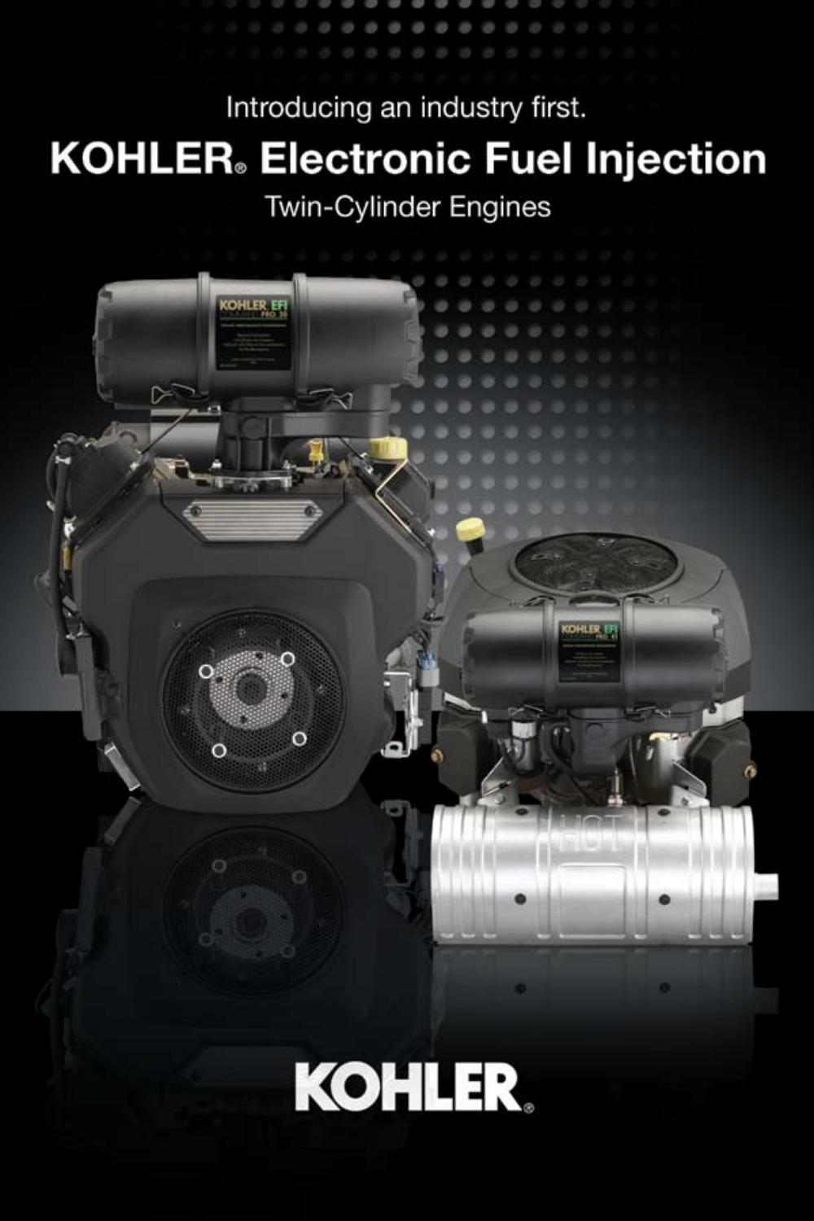Introducing an industry first.

# KOHLER® Electronic Fuel Injection

## Twin-Cylinder Engines

KOHLER®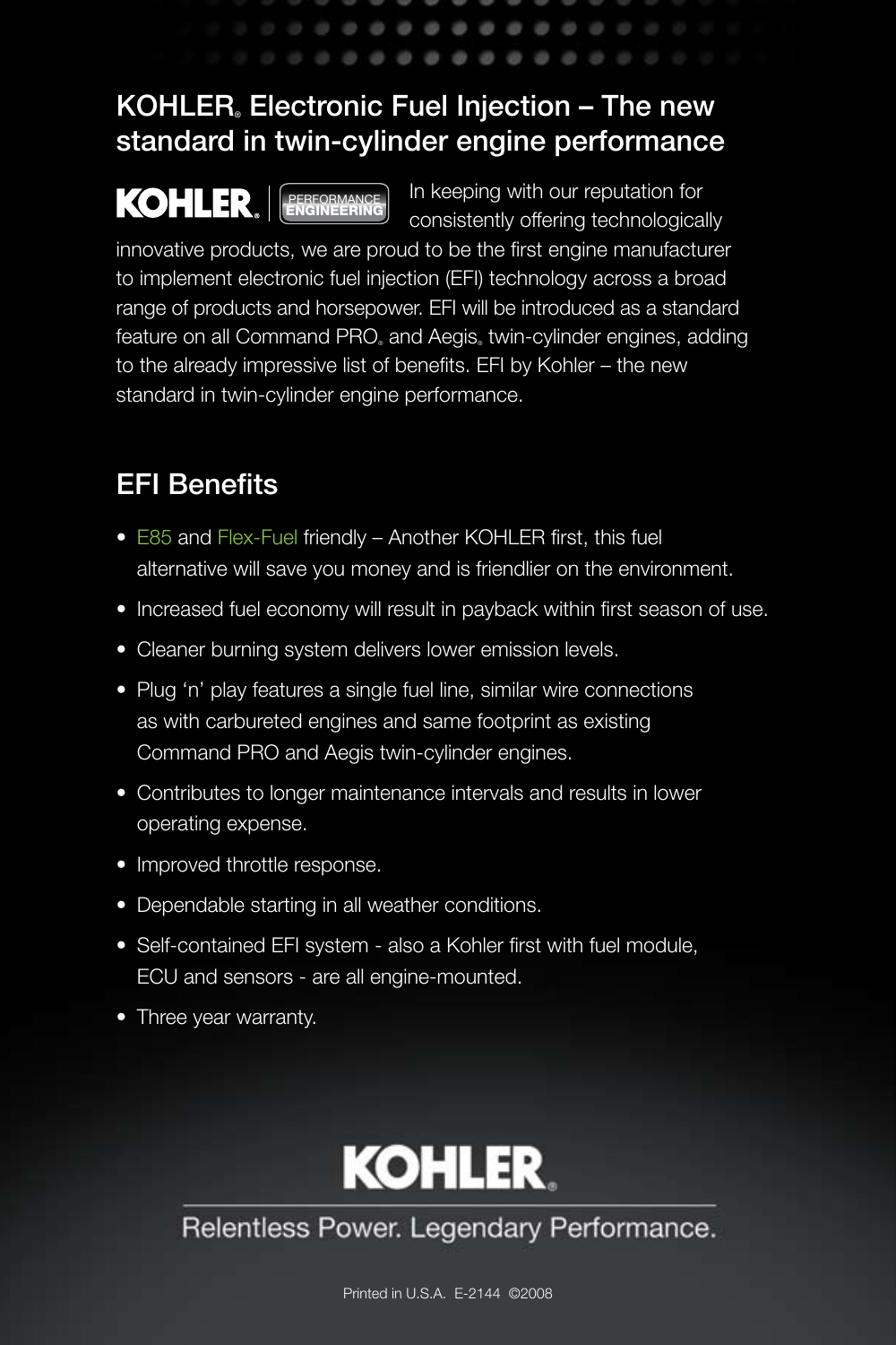## KOHLER® Electronic Fuel Injection – The new standard in twin-cylinder engine performance

KOHLER® | PERFORMANCE ENGINEERING

In keeping with our reputation for consistently offering technologically innovative products, we are proud to be the first engine manufacturer to implement electronic fuel injection (EFI) technology across a broad range of products and horsepower. EFI will be introduced as a standard feature on all Command PRO® and Aegis® twin-cylinder engines, adding to the already impressive list of benefits. EFI by Kohler – the new standard in twin-cylinder engine performance.

## EFI Benefits

- E85 and Flex-Fuel friendly – Another KOHLER first, this fuel alternative will save you money and is friendlier on the environment.
- Increased fuel economy will result in payback within first season of use.
- Cleaner burning system delivers lower emission levels.
- Plug 'n' play features a single fuel line, similar wire connections as with carbureted engines and same footprint as existing Command PRO and Aegis twin-cylinder engines.
- Contributes to longer maintenance intervals and results in lower operating expense.
- Improved throttle response.
- Dependable starting in all weather conditions.
- Self-contained EFI system - also a Kohler first with fuel module, ECU and sensors - are all engine-mounted.
- Three year warranty.

KOHLER®

Relentless Power. Legendary Performance.

Printed in U.S.A. E-2144 ©2008